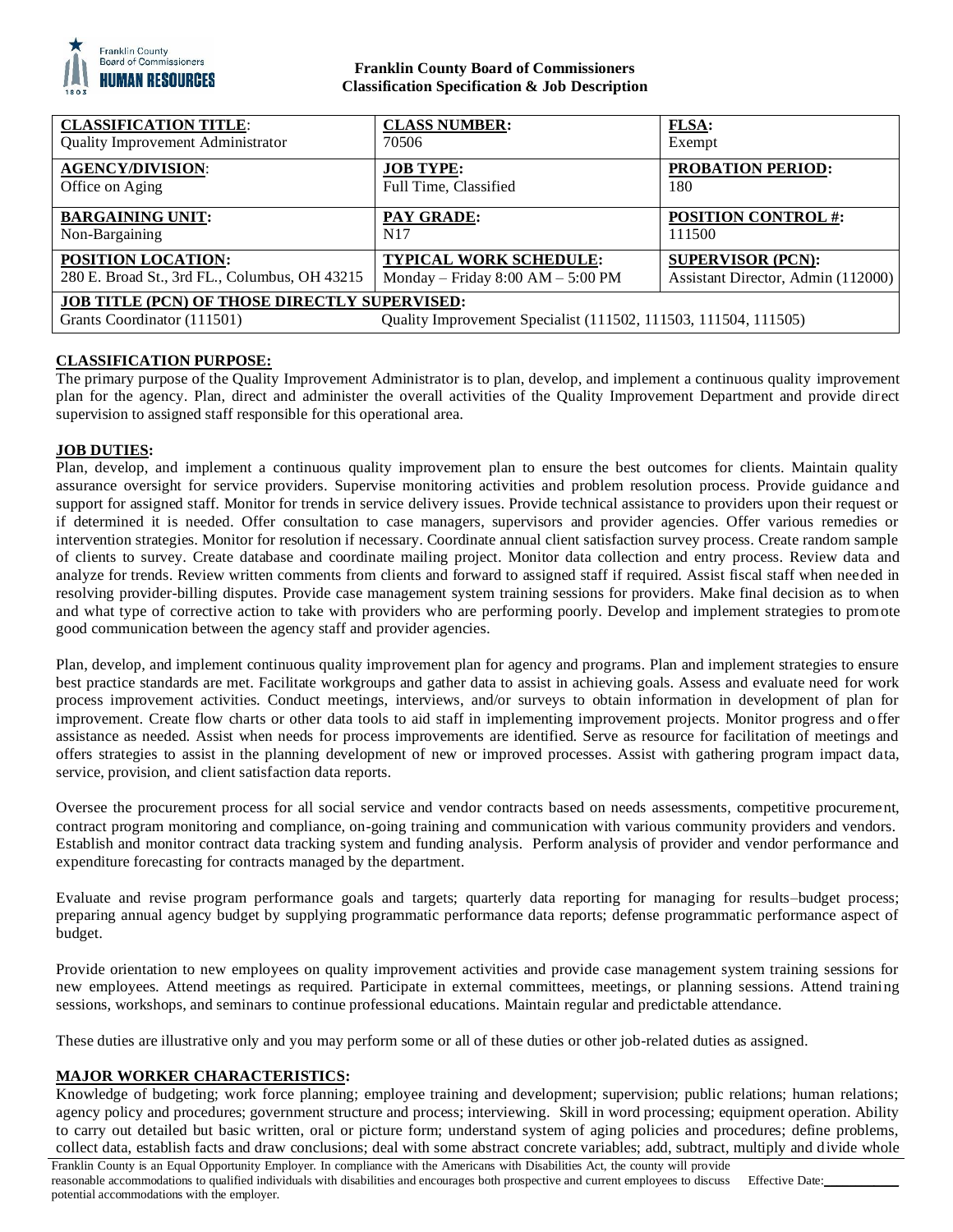**Franklin County Board of Commissioners**
**Classification Specification & Job Description**

| **CLASSIFICATION TITLE**: | **CLASS NUMBER:** | **FLSA:** |
|---|---|---|
| Quality Improvement Administrator | 70506 | Exempt |
| **AGENCY/DIVISION**: | **JOB TYPE:** | **PROBATION PERIOD:** |
| Office on Aging | Full Time, Classified | 180 |
| **BARGAINING UNIT:** | **PAY GRADE:** | **POSITION CONTROL #:** |
| Non-Bargaining | N17 | 111500 |
| **POSITION LOCATION:** | **TYPICAL WORK SCHEDULE:** | **SUPERVISOR (PCN):** |
| 280 E. Broad St., 3rd FL., Columbus, OH 43215 | Monday – Friday 8:00 AM – 5:00 PM | Assistant Director, Admin (112000) |
| **JOB TITLE (PCN) OF THOSE DIRECTLY SUPERVISED:** | | |
| Grants Coordinator (111501) | Quality Improvement Specialist (111502, 111503, 111504, 111505) | |

**CLASSIFICATION PURPOSE:**

The primary purpose of the Quality Improvement Administrator is to plan, develop, and implement a continuous quality improvement plan for the agency. Plan, direct and administer the overall activities of the Quality Improvement Department and provide direct supervision to assigned staff responsible for this operational area.

**JOB DUTIES:**

Plan, develop, and implement a continuous quality improvement plan to ensure the best outcomes for clients. Maintain quality assurance oversight for service providers. Supervise monitoring activities and problem resolution process. Provide guidance and support for assigned staff. Monitor for trends in service delivery issues. Provide technical assistance to providers upon their request or if determined it is needed. Offer consultation to case managers, supervisors and provider agencies. Offer various remedies or intervention strategies. Monitor for resolution if necessary. Coordinate annual client satisfaction survey process. Create random sample of clients to survey. Create database and coordinate mailing project. Monitor data collection and entry process. Review data and analyze for trends. Review written comments from clients and forward to assigned staff if required. Assist fiscal staff when needed in resolving provider-billing disputes. Provide case management system training sessions for providers. Make final decision as to when and what type of corrective action to take with providers who are performing poorly. Develop and implement strategies to promote good communication between the agency staff and provider agencies.

Plan, develop, and implement continuous quality improvement plan for agency and programs. Plan and implement strategies to ensure best practice standards are met. Facilitate workgroups and gather data to assist in achieving goals. Assess and evaluate need for work process improvement activities. Conduct meetings, interviews, and/or surveys to obtain information in development of plan for improvement. Create flow charts or other data tools to aid staff in implementing improvement projects. Monitor progress and offer assistance as needed. Assist when needs for process improvements are identified. Serve as resource for facilitation of meetings and offers strategies to assist in the planning development of new or improved processes. Assist with gathering program impact data, service, provision, and client satisfaction data reports.

Oversee the procurement process for all social service and vendor contracts based on needs assessments, competitive procurement, contract program monitoring and compliance, on-going training and communication with various community providers and vendors. Establish and monitor contract data tracking system and funding analysis. Perform analysis of provider and vendor performance and expenditure forecasting for contracts managed by the department.

Evaluate and revise program performance goals and targets; quarterly data reporting for managing for results–budget process; preparing annual agency budget by supplying programmatic performance data reports; defense programmatic performance aspect of budget.

Provide orientation to new employees on quality improvement activities and provide case management system training sessions for new employees. Attend meetings as required. Participate in external committees, meetings, or planning sessions. Attend training sessions, workshops, and seminars to continue professional educations. Maintain regular and predictable attendance.

These duties are illustrative only and you may perform some or all of these duties or other job-related duties as assigned.

**MAJOR WORKER CHARACTERISTICS:**

Knowledge of budgeting; work force planning; employee training and development; supervision; public relations; human relations; agency policy and procedures; government structure and process; interviewing. Skill in word processing; equipment operation. Ability to carry out detailed but basic written, oral or picture form; understand system of aging policies and procedures; define problems, collect data, establish facts and draw conclusions; deal with some abstract concrete variables; add, subtract, multiply and divide whole

Franklin County is an Equal Opportunity Employer. In compliance with the Americans with Disabilities Act, the county will provide reasonable accommodations to qualified individuals with disabilities and encourages both prospective and current employees to discuss potential accommodations with the employer.

Effective Date:___________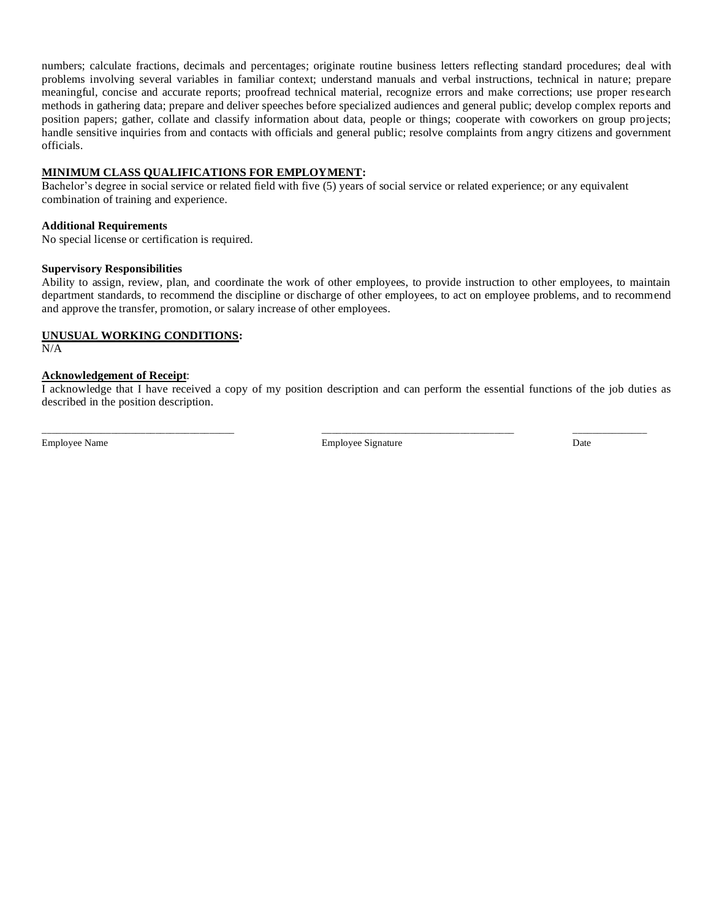numbers; calculate fractions, decimals and percentages; originate routine business letters reflecting standard procedures; deal with problems involving several variables in familiar context; understand manuals and verbal instructions, technical in nature; prepare meaningful, concise and accurate reports; proofread technical material, recognize errors and make corrections; use proper research methods in gathering data; prepare and deliver speeches before specialized audiences and general public; develop complex reports and position papers; gather, collate and classify information about data, people or things; cooperate with coworkers on group projects; handle sensitive inquiries from and contacts with officials and general public; resolve complaints from angry citizens and government officials.

**MINIMUM CLASS QUALIFICATIONS FOR EMPLOYMENT:**

Bachelor's degree in social service or related field with five (5) years of social service or related experience; or any equivalent combination of training and experience.

**Additional Requirements**

No special license or certification is required.

**Supervisory Responsibilities**

Ability to assign, review, plan, and coordinate the work of other employees, to provide instruction to other employees, to maintain department standards, to recommend the discipline or discharge of other employees, to act on employee problems, and to recommend and approve the transfer, promotion, or salary increase of other employees.

**UNUSUAL WORKING CONDITIONS:**

N/A

**Acknowledgement of Receipt**:

I acknowledge that I have received a copy of my position description and can perform the essential functions of the job duties as described in the position description.

| | | |
|---|---|---|
| ______________________________ | ______________________________ | ____________ |
| Employee Name | Employee Signature | Date |